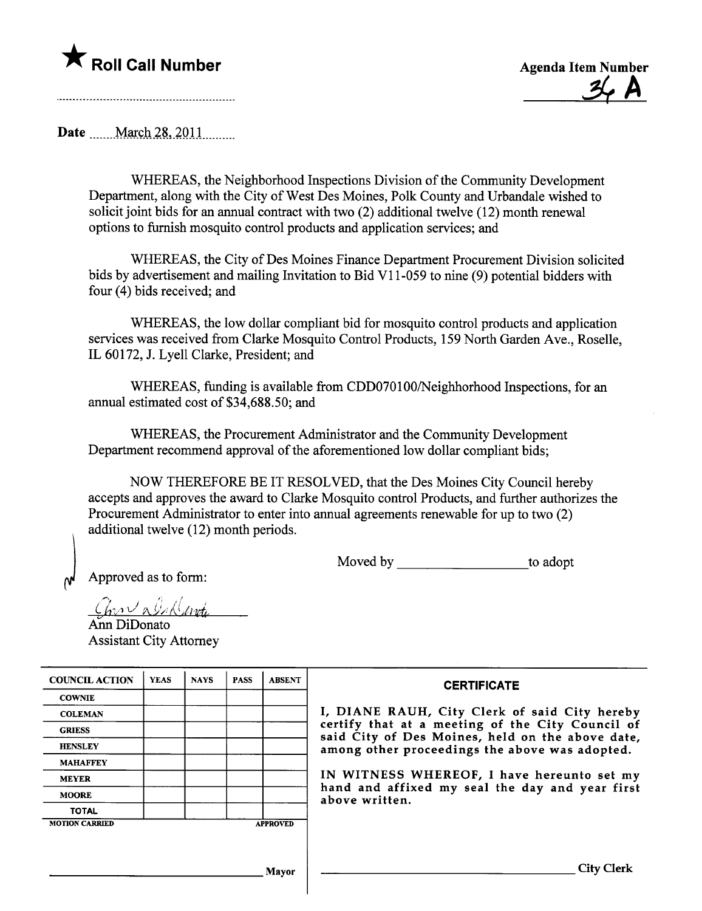★ **Roll Call Number**

**Agenda Item Number**

**34 A**

Date ........March 28, 2011.........

WHEREAS, the Neighborhood Inspections Division of the Community Development Department, along with the City of West Des Moines, Polk County and Urbandale wished to solicit joint bids for an annual contract with two (2) additional twelve (12) month renewal options to furnish mosquito control products and application services; and

WHEREAS, the City of Des Moines Finance Department Procurement Division solicited bids by advertisement and mailing Invitation to Bid V11-059 to nine (9) potential bidders with four (4) bids received; and

WHEREAS, the low dollar compliant bid for mosquito control products and application services was received from Clarke Mosquito Control Products, 159 North Garden Ave., Roselle, IL 60172, J. Lyell Clarke, President; and

WHEREAS, funding is available from CDD070100/Neighhorhood Inspections, for an annual estimated cost of $34,688.50; and

WHEREAS, the Procurement Administrator and the Community Development Department recommend approval of the aforementioned low dollar compliant bids;

NOW THEREFORE BE IT RESOLVED, that the Des Moines City Council hereby accepts and approves the award to Clarke Mosquito control Products, and further authorizes the Procurement Administrator to enter into annual agreements renewable for up to two (2) additional twelve (12) month periods.

Moved by ____________________ to adopt

Approved as to form:

Ann DiDonato
Assistant City Attorney

| COUNCIL ACTION | YEAS | NAYS | PASS | ABSENT |
|---|---|---|---|---|
| COWNIE | | | | |
| COLEMAN | | | | |
| GRIESS | | | | |
| HENSLEY | | | | |
| MAHAFFEY | | | | |
| MEYER | | | | |
| MOORE | | | | |
| TOTAL | | | | |
| MOTION CARRIED | | | | APPROVED |

______________________________ Mayor

**CERTIFICATE**

I, DIANE RAUH, City Clerk of said City hereby certify that at a meeting of the City Council of said City of Des Moines, held on the above date, among other proceedings the above was adopted.

IN WITNESS WHEREOF, I have hereunto set my hand and affixed my seal the day and year first above written.

______________________________ City Clerk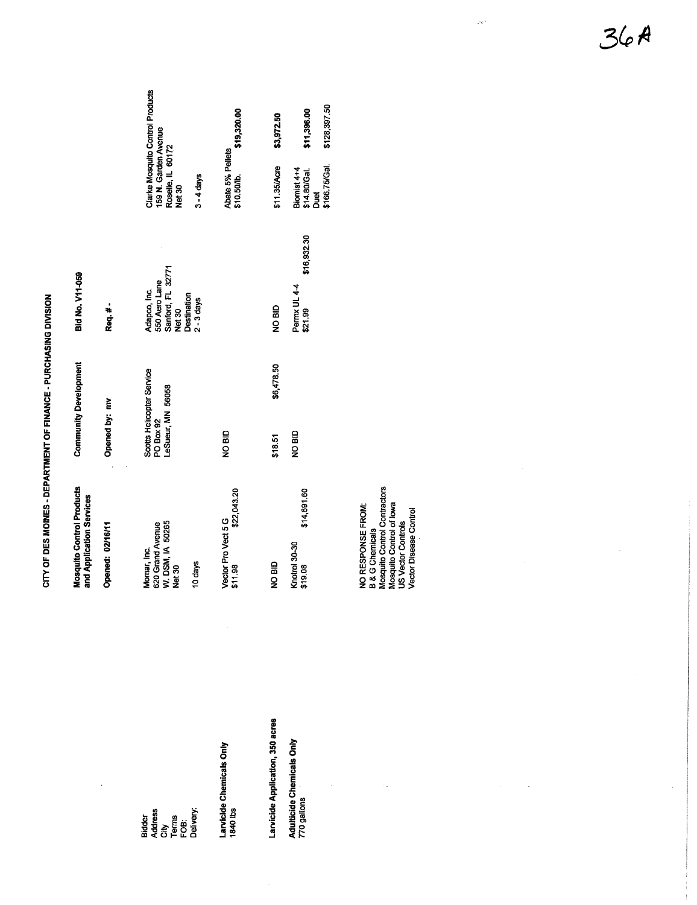36A

# CITY OF DES MOINES - DEPARTMENT OF FINANCE - PURCHASING DIVISION

| | | | |
|---|---|---|---|
| **Mosquito Control Products and Application Services** | **Community Development** | **Bid No. V11-059** | |
| **Opened: 02/16/11** | **Opened by: mv** | **Req. # -** | |

| | | | | |
|---|---|---|---|---|
| Bidder<br>Address<br>City<br>Terms<br>FOB:<br>Delivery: | Momar, Inc.<br>620 Grand Avenue<br>W. DSM, IA 50265<br>Net 30<br><br>10 days | Scotts Helicopter Service<br>PO Box 92<br>LeSueur, MN 56058 | Adapco, Inc.<br>550 Aero Lane<br>Sanford, FL 32771<br>Net 30<br>Destination<br>2 - 3 days | Clarke Mosquito Control Products<br>159 N. Garden Avenue<br>Roselle, IL 60172<br>Net 30<br><br>3 - 4 days |
| **Larvicide Chemicals Only**<br>1840 lbs | Vector Pro Vect 5 G<br>$11.98 $22,043.20 | NO BID | | Abate 5% Pellets<br>$10.50/lb. $19,320.00 |
| **Larvicide Application, 350 acres** | NO BID | $18.51 $6,478.50 | NO BID | $11.35/Acre $3,972.50 |
| **Adulticide Chemicals Only**<br>770 gallons | Knotrol 30-30<br>$19.08 $14,691.60 | NO BID | Permx UL 4-4<br>$21.99 $16,932.30 | Biomist 4+4<br>$14.80/Gal. $11,396.00<br>Duet<br>$166.75/Gal. $128,397.50 |

NO RESPONSE FROM:
B & G Chemicals
Mosquito Control Contractors
Mosquito Control of Iowa
US Vector Controls
Vector Disease Control